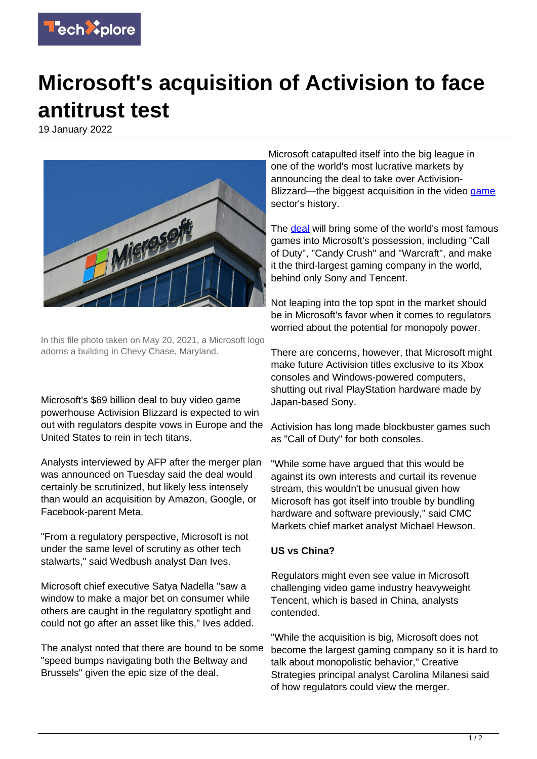# Microsoft's acquisition of Activision to face antitrust test

19 January 2022

In this file photo taken on May 20, 2021, a Microsoft logo adorns a building in Chevy Chase, Maryland.

Microsoft's $69 billion deal to buy video game powerhouse Activision Blizzard is expected to win out with regulators despite vows in Europe and the United States to rein in tech titans.

Analysts interviewed by AFP after the merger plan was announced on Tuesday said the deal would certainly be scrutinized, but likely less intensely than would an acquisition by Amazon, Google, or Facebook-parent Meta.

"From a regulatory perspective, Microsoft is not under the same level of scrutiny as other tech stalwarts," said Wedbush analyst Dan Ives.

Microsoft chief executive Satya Nadella "saw a window to make a major bet on consumer while others are caught in the regulatory spotlight and could not go after an asset like this," Ives added.

The analyst noted that there are bound to be some "speed bumps navigating both the Beltway and Brussels" given the epic size of the deal.

Microsoft catapulted itself into the big league in one of the world's most lucrative markets by announcing the deal to take over Activision-Blizzard—the biggest acquisition in the video game sector's history.

The deal will bring some of the world's most famous games into Microsoft's possession, including "Call of Duty", "Candy Crush" and "Warcraft", and make it the third-largest gaming company in the world, behind only Sony and Tencent.

Not leaping into the top spot in the market should be in Microsoft's favor when it comes to regulators worried about the potential for monopoly power.

There are concerns, however, that Microsoft might make future Activision titles exclusive to its Xbox consoles and Windows-powered computers, shutting out rival PlayStation hardware made by Japan-based Sony.

Activision has long made blockbuster games such as "Call of Duty" for both consoles.

"While some have argued that this would be against its own interests and curtail its revenue stream, this wouldn't be unusual given how Microsoft has got itself into trouble by bundling hardware and software previously," said CMC Markets chief market analyst Michael Hewson.

**US vs China?**

Regulators might even see value in Microsoft challenging video game industry heavyweight Tencent, which is based in China, analysts contended.

"While the acquisition is big, Microsoft does not become the largest gaming company so it is hard to talk about monopolistic behavior," Creative Strategies principal analyst Carolina Milanesi said of how regulators could view the merger.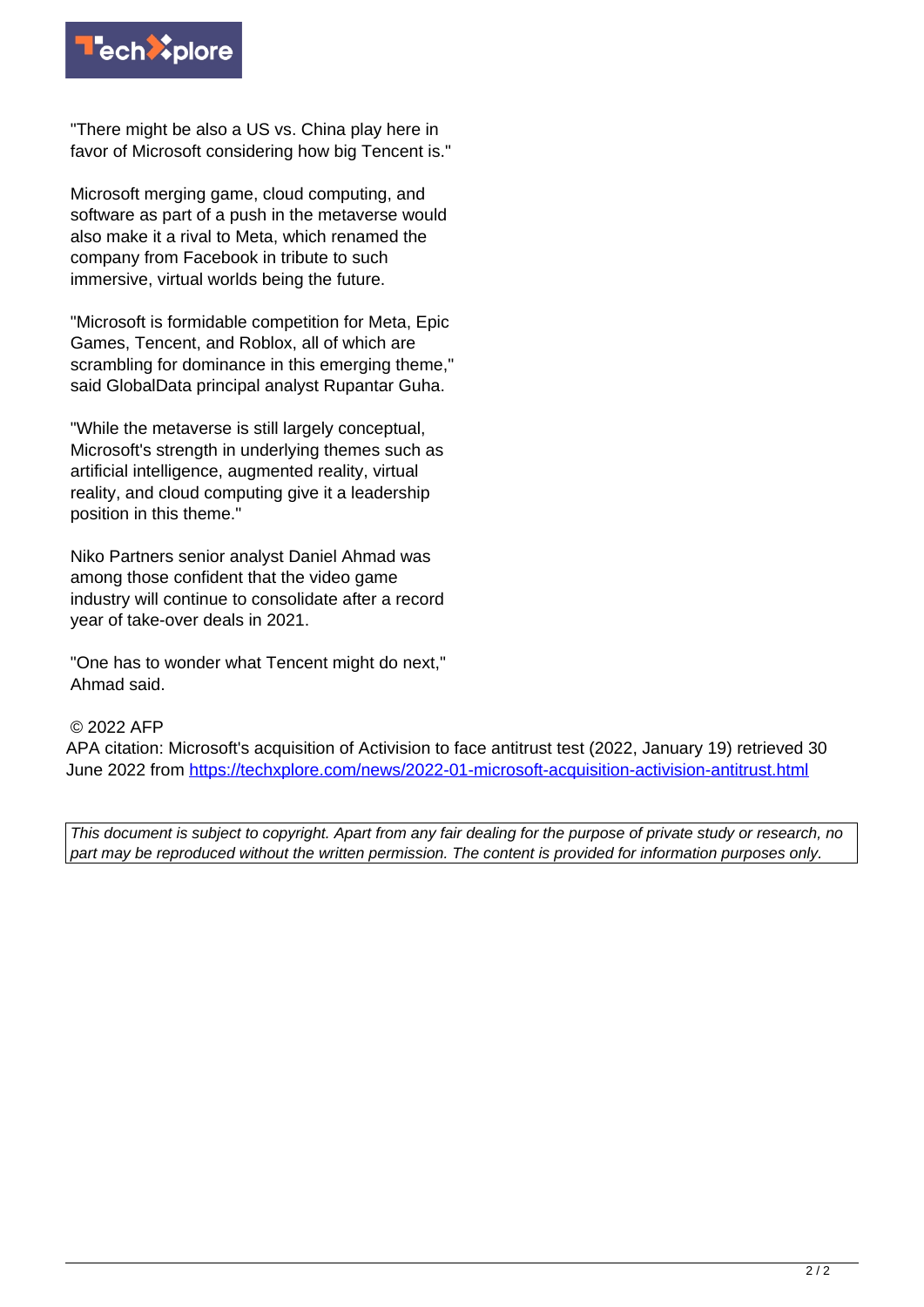"There might be also a US vs. China play here in favor of Microsoft considering how big Tencent is."

Microsoft merging game, cloud computing, and software as part of a push in the metaverse would also make it a rival to Meta, which renamed the company from Facebook in tribute to such immersive, virtual worlds being the future.

"Microsoft is formidable competition for Meta, Epic Games, Tencent, and Roblox, all of which are scrambling for dominance in this emerging theme," said GlobalData principal analyst Rupantar Guha.

"While the metaverse is still largely conceptual, Microsoft's strength in underlying themes such as artificial intelligence, augmented reality, virtual reality, and cloud computing give it a leadership position in this theme."

Niko Partners senior analyst Daniel Ahmad was among those confident that the video game industry will continue to consolidate after a record year of take-over deals in 2021.

"One has to wonder what Tencent might do next," Ahmad said.

© 2022 AFP

APA citation: Microsoft's acquisition of Activision to face antitrust test (2022, January 19) retrieved 30 June 2022 from https://techxplore.com/news/2022-01-microsoft-acquisition-activision-antitrust.html

*This document is subject to copyright. Apart from any fair dealing for the purpose of private study or research, no part may be reproduced without the written permission. The content is provided for information purposes only.*